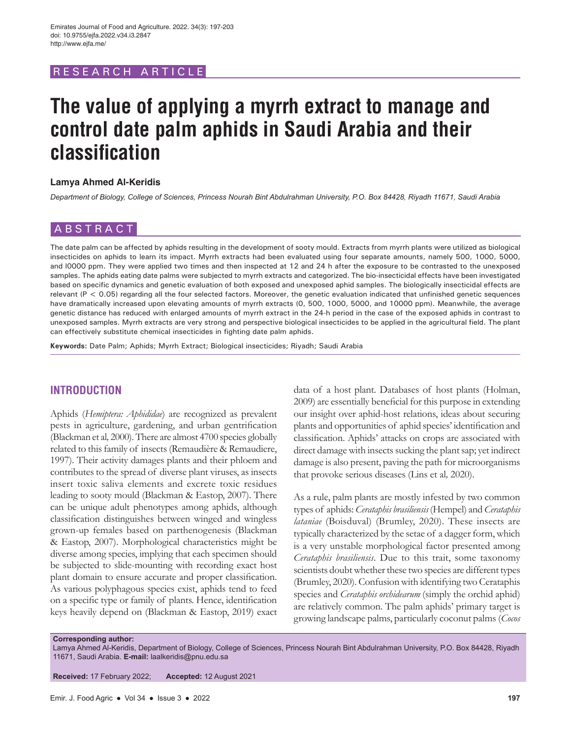RESEARCH ARTICLE

# The value of applying a myrrh extract to manage and control date palm aphids in Saudi Arabia and their classification

**Lamya Ahmed Al-Keridis**

*Department of Biology, College of Sciences, Princess Nourah Bint Abdulrahman University, P.O. Box 84428, Riyadh 11671, Saudi Arabia*

## ABSTRACT

The date palm can be affected by aphids resulting in the development of sooty mould. Extracts from myrrh plants were utilized as biological insecticides on aphids to learn its impact. Myrrh extracts had been evaluated using four separate amounts, namely 500, 1000, 5000, and l0000 ppm. They were applied two times and then inspected at 12 and 24 h after the exposure to be contrasted to the unexposed samples. The aphids eating date palms were subjected to myrrh extracts and categorized. The bio-insecticidal effects have been investigated based on specific dynamics and genetic evaluation of both exposed and unexposed aphid samples. The biologically insecticidal effects are relevant ($P < 0.05$) regarding all the four selected factors. Moreover, the genetic evaluation indicated that unfinished genetic sequences have dramatically increased upon elevating amounts of myrrh extracts (0, 500, 1000, 5000, and 10000 ppm). Meanwhile, the average genetic distance has reduced with enlarged amounts of myrrh extract in the 24-h period in the case of the exposed aphids in contrast to unexposed samples. Myrrh extracts are very strong and perspective biological insecticides to be applied in the agricultural field. The plant can effectively substitute chemical insecticides in fighting date palm aphids.

**Keywords:** Date Palm; Aphids; Myrrh Extract; Biological insecticides; Riyadh; Saudi Arabia

## INTRODUCTION

Aphids (*Hemiptera: Aphididae*) are recognized as prevalent pests in agriculture, gardening, and urban gentrification (Blackman et al*,* 2000). There are almost 4700 species globally related to this family of insects (Remaudière & Remaudiere, 1997). Their activity damages plants and their phloem and contributes to the spread of diverse plant viruses, as insects insert toxic saliva elements and excrete toxic residues leading to sooty mould (Blackman & Eastop, 2007). There can be unique adult phenotypes among aphids, although classification distinguishes between winged and wingless grown-up females based on parthenogenesis (Blackman & Eastop, 2007). Morphological characteristics might be diverse among species, implying that each specimen should be subjected to slide-mounting with recording exact host plant domain to ensure accurate and proper classification. As various polyphagous species exist, aphids tend to feed on a specific type or family of plants. Hence, identification keys heavily depend on (Blackman & Eastop, 2019) exact data of a host plant. Databases of host plants (Holman, 2009) are essentially beneficial for this purpose in extending our insight over aphid-host relations, ideas about securing plants and opportunities of aphid species' identification and classification. Aphids' attacks on crops are associated with direct damage with insects sucking the plant sap; yet indirect damage is also present, paving the path for microorganisms that provoke serious diseases (Lins et al*,* 2020).

As a rule, palm plants are mostly infested by two common types of aphids: *Cerataphis brasiliensis* (Hempel) and *Cerataphis lataniae* (Boisduval) (Brumley, 2020). These insects are typically characterized by the setae of a dagger form, which is a very unstable morphological factor presented among *Cerataphis brasiliensis*. Due to this trait, some taxonomy scientists doubt whether these two species are different types (Brumley, 2020). Confusion with identifying two Cerataphis species and *Cerataphis orchidearum* (simply the orchid aphid) are relatively common. The palm aphids' primary target is growing landscape palms, particularly coconut palms (*Cocos*

**Corresponding author:**
Lamya Ahmed Al-Keridis, Department of Biology, College of Sciences, Princess Nourah Bint Abdulrahman University, P.O. Box 84428, Riyadh 11671, Saudi Arabia. **E-mail:** laalkeridis@pnu.edu.sa

**Received:** 17 February 2022; **Accepted:** 12 August 2021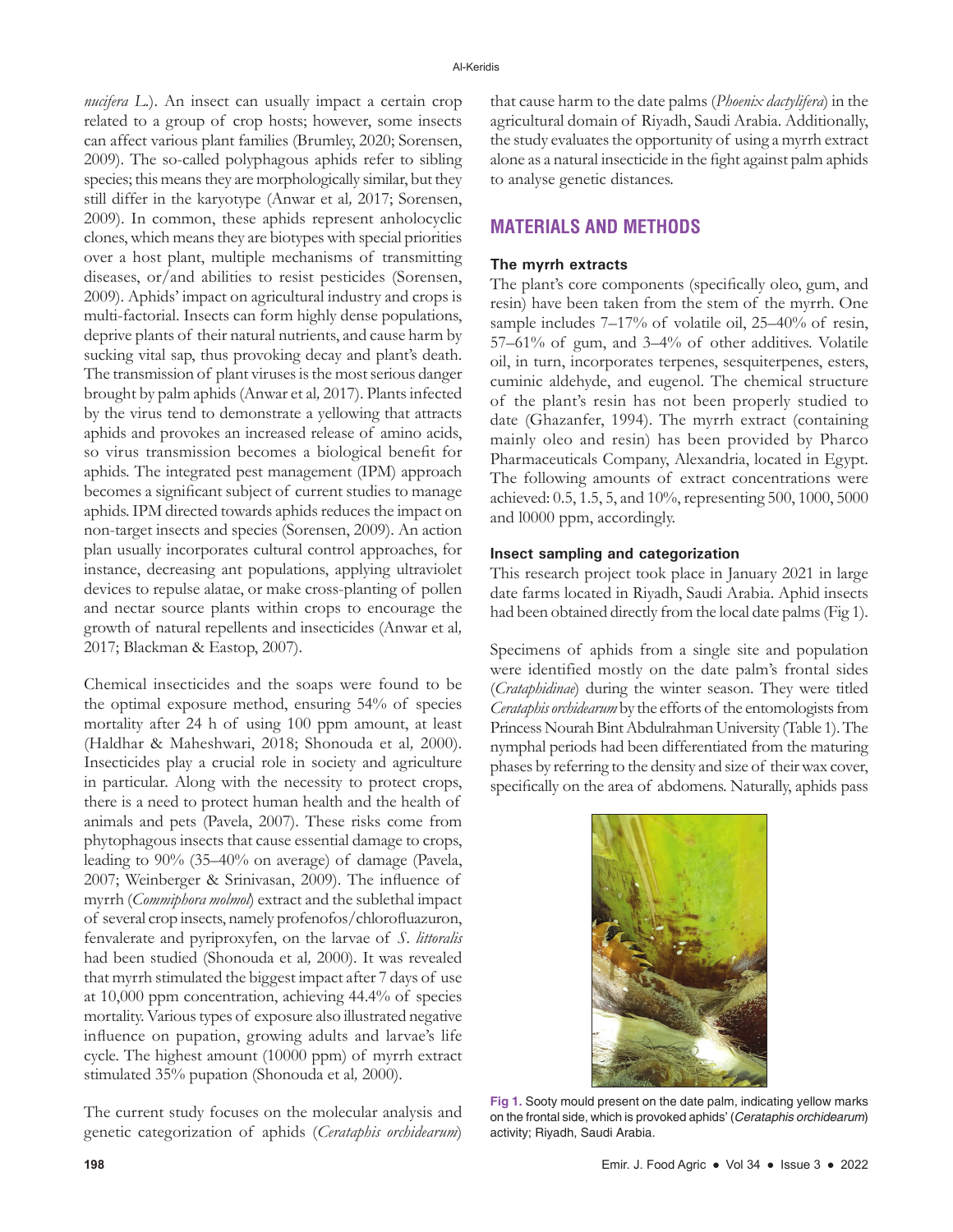*nucifera L.*). An insect can usually impact a certain crop related to a group of crop hosts; however, some insects can affect various plant families (Brumley, 2020; Sorensen, 2009). The so-called polyphagous aphids refer to sibling species; this means they are morphologically similar, but they still differ in the karyotype (Anwar et al*,* 2017; Sorensen, 2009). In common, these aphids represent anholocyclic clones, which means they are biotypes with special priorities over a host plant, multiple mechanisms of transmitting diseases, or/and abilities to resist pesticides (Sorensen, 2009). Aphids' impact on agricultural industry and crops is multi-factorial. Insects can form highly dense populations, deprive plants of their natural nutrients, and cause harm by sucking vital sap, thus provoking decay and plant's death. The transmission of plant viruses is the most serious danger brought by palm aphids (Anwar et al*,* 2017). Plants infected by the virus tend to demonstrate a yellowing that attracts aphids and provokes an increased release of amino acids, so virus transmission becomes a biological benefit for aphids. The integrated pest management (IPM) approach becomes a significant subject of current studies to manage aphids. IPM directed towards aphids reduces the impact on non-target insects and species (Sorensen, 2009). An action plan usually incorporates cultural control approaches, for instance, decreasing ant populations, applying ultraviolet devices to repulse alatae, or make cross-planting of pollen and nectar source plants within crops to encourage the growth of natural repellents and insecticides (Anwar et al*,* 2017; Blackman & Eastop, 2007).

Chemical insecticides and the soaps were found to be the optimal exposure method, ensuring 54% of species mortality after 24 h of using 100 ppm amount, at least (Haldhar & Maheshwari, 2018; Shonouda et al*,* 2000). Insecticides play a crucial role in society and agriculture in particular. Along with the necessity to protect crops, there is a need to protect human health and the health of animals and pets (Pavela, 2007). These risks come from phytophagous insects that cause essential damage to crops, leading to 90% (35–40% on average) of damage (Pavela, 2007; Weinberger & Srinivasan, 2009). The influence of myrrh (*Commiphora molmol*) extract and the sublethal impact of several crop insects, namely profenofos/chlorofluazuron, fenvalerate and pyriproxyfen, on the larvae of *S. littoralis* had been studied (Shonouda et al*,* 2000). It was revealed that myrrh stimulated the biggest impact after 7 days of use at 10,000 ppm concentration, achieving 44.4% of species mortality. Various types of exposure also illustrated negative influence on pupation, growing adults and larvae's life cycle. The highest amount (10000 ppm) of myrrh extract stimulated 35% pupation (Shonouda et al*,* 2000).

The current study focuses on the molecular analysis and genetic categorization of aphids (*Cerataphis orchidearum*) that cause harm to the date palms (*Phoenix dactylifera*) in the agricultural domain of Riyadh, Saudi Arabia. Additionally, the study evaluates the opportunity of using a myrrh extract alone as a natural insecticide in the fight against palm aphids to analyse genetic distances.

## MATERIALS AND METHODS

### The myrrh extracts

The plant's core components (specifically oleo, gum, and resin) have been taken from the stem of the myrrh. One sample includes 7–17% of volatile oil, 25–40% of resin, 57–61% of gum, and 3–4% of other additives. Volatile oil, in turn, incorporates terpenes, sesquiterpenes, esters, cuminic aldehyde, and eugenol. The chemical structure of the plant's resin has not been properly studied to date (Ghazanfer, 1994). The myrrh extract (containing mainly oleo and resin) has been provided by Pharco Pharmaceuticals Company, Alexandria, located in Egypt. The following amounts of extract concentrations were achieved: 0.5, 1.5, 5, and 10%, representing 500, 1000, 5000 and 10000 ppm, accordingly.

### Insect sampling and categorization

This research project took place in January 2021 in large date farms located in Riyadh, Saudi Arabia. Aphid insects had been obtained directly from the local date palms (Fig 1).

Specimens of aphids from a single site and population were identified mostly on the date palm's frontal sides (*Crataphidinae*) during the winter season. They were titled *Cerataphis orchidearum* by the efforts of the entomologists from Princess Nourah Bint Abdulrahman University (Table 1). The nymphal periods had been differentiated from the maturing phases by referring to the density and size of their wax cover, specifically on the area of abdomens. Naturally, aphids pass

**Fig 1.** Sooty mould present on the date palm, indicating yellow marks on the frontal side, which is provoked aphids' (*Cerataphis orchidearum*) activity; Riyadh, Saudi Arabia.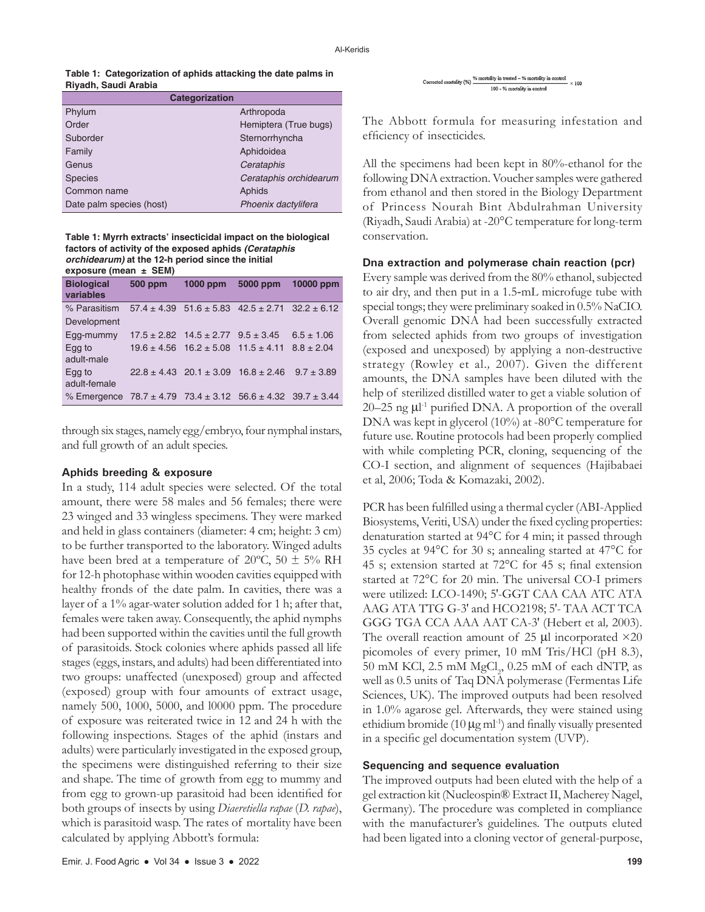**Table 1: Categorization of aphids attacking the date palms in Riyadh, Saudi Arabia**

| Categorization | |
|---|---|
| Phylum | Arthropoda |
| Order | Hemiptera (True bugs) |
| Suborder | Sternorrhyncha |
| Family | Aphidoidea |
| Genus | *Cerataphis* |
| Species | *Cerataphis orchidearum* |
| Common name | Aphids |
| Date palm species (host) | *Phoenix dactylifera* |

**Table 1: Myrrh extracts' insecticidal impact on the biological factors of activity of the exposed aphids *(Cerataphis orchidearum)* at the 12-h period since the initial exposure (mean ± SEM)**

| Biological variables | 500 ppm | 1000 ppm | 5000 ppm | 10000 ppm |
|---|---|---|---|---|
| % Parasitism | 57.4 ± 4.39 | 51.6 ± 5.83 | 42.5 ± 2.71 | 32.2 ± 6.12 |
| Development | | | | |
| Egg-mummy | 17.5 ± 2.82 | 14.5 ± 2.77 | 9.5 ± 3.45 | 6.5 ± 1.06 |
| Egg to adult-male | 19.6 ± 4.56 | 16.2 ± 5.08 | 11.5 ± 4.11 | 8.8 ± 2.04 |
| Egg to adult-female | 22.8 ± 4.43 | 20.1 ± 3.09 | 16.8 ± 2.46 | 9.7 ± 3.89 |
| % Emergence | 78.7 ± 4.79 | 73.4 ± 3.12 | 56.6 ± 4.32 | 39.7 ± 3.44 |

through six stages, namely egg/embryo, four nymphal instars, and full growth of an adult species.

### Aphids breeding & exposure

In a study, 114 adult species were selected. Of the total amount, there were 58 males and 56 females; there were 23 winged and 33 wingless specimens. They were marked and held in glass containers (diameter: 4 cm; height: 3 cm) to be further transported to the laboratory. Winged adults have been bred at a temperature of 20ºC, 50 ± 5% RH for 12-h photophase within wooden cavities equipped with healthy fronds of the date palm. In cavities, there was a layer of a 1% agar-water solution added for 1 h; after that, females were taken away. Consequently, the aphid nymphs had been supported within the cavities until the full growth of parasitoids. Stock colonies where aphids passed all life stages (eggs, instars, and adults) had been differentiated into two groups: unaffected (unexposed) group and affected (exposed) group with four amounts of extract usage, namely 500, 1000, 5000, and l0000 ppm. The procedure of exposure was reiterated twice in 12 and 24 h with the following inspections. Stages of the aphid (instars and adults) were particularly investigated in the exposed group, the specimens were distinguished referring to their size and shape. The time of growth from egg to mummy and from egg to grown-up parasitoid had been identified for both groups of insects by using *Diaeretiella rapae* (*D. rapae*), which is parasitoid wasp. The rates of mortality have been calculated by applying Abbott's formula:

$$\text{Corrected mortality (\%)} = \frac{\text{\% mortality in treated} - \text{\% mortality in control}}{100 - \text{\% mortality in control}} \times 100$$

The Abbott formula for measuring infestation and efficiency of insecticides.

All the specimens had been kept in 80%-ethanol for the following DNA extraction. Voucher samples were gathered from ethanol and then stored in the Biology Department of Princess Nourah Bint Abdulrahman University (Riyadh, Saudi Arabia) at -20°C temperature for long-term conservation.

### Dna extraction and polymerase chain reaction (pcr)

Every sample was derived from the 80% ethanol, subjected to air dry, and then put in a 1.5-mL microfuge tube with special tongs; they were preliminary soaked in 0.5% NaClO. Overall genomic DNA had been successfully extracted from selected aphids from two groups of investigation (exposed and unexposed) by applying a non-destructive strategy (Rowley et al., 2007). Given the different amounts, the DNA samples have been diluted with the help of sterilized distilled water to get a viable solution of 20–25 ng $\mu l^{-1}$ purified DNA. A proportion of the overall DNA was kept in glycerol (10%) at -80°C temperature for future use. Routine protocols had been properly complied with while completing PCR, cloning, sequencing of the CO-I section, and alignment of sequences (Hajibabaei et al, 2006; Toda & Komazaki, 2002).

PCR has been fulfilled using a thermal cycler (ABI-Applied Biosystems, Veriti, USA) under the fixed cycling properties: denaturation started at 94°C for 4 min; it passed through 35 cycles at 94°C for 30 s; annealing started at 47°C for 45 s; extension started at 72°C for 45 s; final extension started at 72°C for 20 min. The universal CO-I primers were utilized: LCO-1490; 5'-GGT CAA CAA ATC ATA AAG ATA TTG G-3' and HCO2198; 5'- TAA ACT TCA GGG TGA CCA AAA AAT CA-3' (Hebert et al, 2003). The overall reaction amount of 25 μl incorporated ×20 picomoles of every primer, 10 mM Tris/HCl (pH 8.3), 50 mM KCl, 2.5 mM $MgCl_2$, 0.25 mM of each dNTP, as well as 0.5 units of Taq DNA polymerase (Fermentas Life Sciences, UK). The improved outputs had been resolved in 1.0% agarose gel. Afterwards, they were stained using ethidium bromide (10 $\mu g\ ml^{-1}$) and finally visually presented in a specific gel documentation system (UVP).

### Sequencing and sequence evaluation

The improved outputs had been eluted with the help of a gel extraction kit (Nucleospin® Extract II, Macherey Nagel, Germany). The procedure was completed in compliance with the manufacturer's guidelines. The outputs eluted had been ligated into a cloning vector of general-purpose,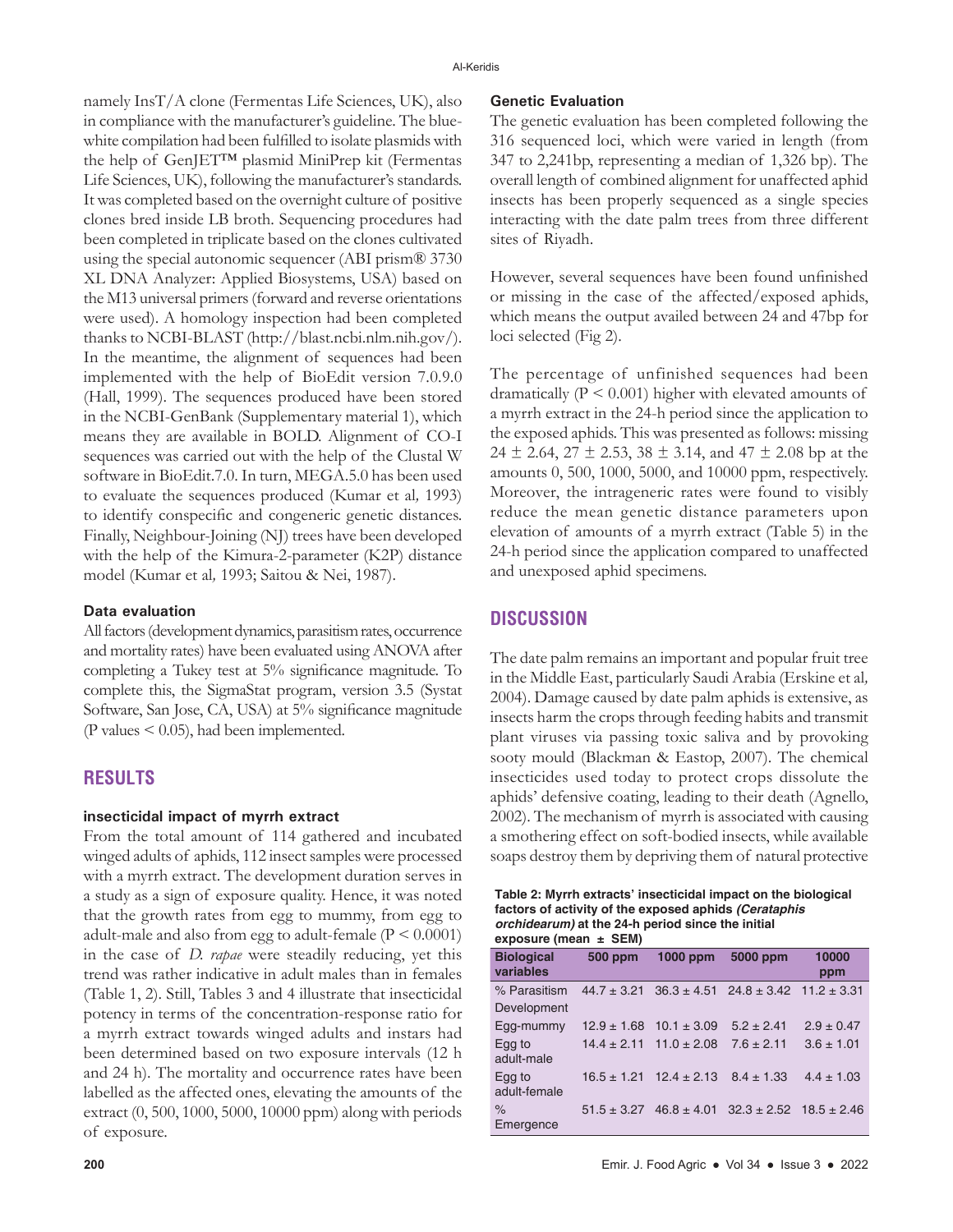namely InsT/A clone (Fermentas Life Sciences, UK), also in compliance with the manufacturer's guideline. The blue-white compilation had been fulfilled to isolate plasmids with the help of GenJET™ plasmid MiniPrep kit (Fermentas Life Sciences, UK), following the manufacturer's standards. It was completed based on the overnight culture of positive clones bred inside LB broth. Sequencing procedures had been completed in triplicate based on the clones cultivated using the special autonomic sequencer (ABI prism® 3730 XL DNA Analyzer: Applied Biosystems, USA) based on the M13 universal primers (forward and reverse orientations were used). A homology inspection had been completed thanks to NCBI-BLAST (http://blast.ncbi.nlm.nih.gov/). In the meantime, the alignment of sequences had been implemented with the help of BioEdit version 7.0.9.0 (Hall, 1999). The sequences produced have been stored in the NCBI-GenBank (Supplementary material 1), which means they are available in BOLD. Alignment of CO-I sequences was carried out with the help of the Clustal W software in BioEdit.7.0. In turn, MEGA.5.0 has been used to evaluate the sequences produced (Kumar et al, 1993) to identify conspecific and congeneric genetic distances. Finally, Neighbour-Joining (NJ) trees have been developed with the help of the Kimura-2-parameter (K2P) distance model (Kumar et al, 1993; Saitou & Nei, 1987).

### Data evaluation

All factors (development dynamics, parasitism rates, occurrence and mortality rates) have been evaluated using ANOVA after completing a Tukey test at 5% significance magnitude. To complete this, the SigmaStat program, version 3.5 (Systat Software, San Jose, CA, USA) at 5% significance magnitude (P values < 0.05), had been implemented.

## RESULTS

### insecticidal impact of myrrh extract

From the total amount of 114 gathered and incubated winged adults of aphids, 112 insect samples were processed with a myrrh extract. The development duration serves in a study as a sign of exposure quality. Hence, it was noted that the growth rates from egg to mummy, from egg to adult-male and also from egg to adult-female ($P < 0.0001$) in the case of *D. rapae* were steadily reducing, yet this trend was rather indicative in adult males than in females (Table 1, 2). Still, Tables 3 and 4 illustrate that insecticidal potency in terms of the concentration-response ratio for a myrrh extract towards winged adults and instars had been determined based on two exposure intervals (12 h and 24 h). The mortality and occurrence rates have been labelled as the affected ones, elevating the amounts of the extract (0, 500, 1000, 5000, 10000 ppm) along with periods of exposure.

### Genetic Evaluation

The genetic evaluation has been completed following the 316 sequenced loci, which were varied in length (from 347 to 2,241bp, representing a median of 1,326 bp). The overall length of combined alignment for unaffected aphid insects has been properly sequenced as a single species interacting with the date palm trees from three different sites of Riyadh.

However, several sequences have been found unfinished or missing in the case of the affected/exposed aphids, which means the output availed between 24 and 47bp for loci selected (Fig 2).

The percentage of unfinished sequences had been dramatically ($P < 0.001$) higher with elevated amounts of a myrrh extract in the 24-h period since the application to the exposed aphids. This was presented as follows: missing 24 ± 2.64, 27 ± 2.53, 38 ± 3.14, and 47 ± 2.08 bp at the amounts 0, 500, 1000, 5000, and 10000 ppm, respectively. Moreover, the intrageneric rates were found to visibly reduce the mean genetic distance parameters upon elevation of amounts of a myrrh extract (Table 5) in the 24-h period since the application compared to unaffected and unexposed aphid specimens.

## DISCUSSION

The date palm remains an important and popular fruit tree in the Middle East, particularly Saudi Arabia (Erskine et al, 2004). Damage caused by date palm aphids is extensive, as insects harm the crops through feeding habits and transmit plant viruses via passing toxic saliva and by provoking sooty mould (Blackman & Eastop, 2007). The chemical insecticides used today to protect crops dissolute the aphids' defensive coating, leading to their death (Agnello, 2002). The mechanism of myrrh is associated with causing a smothering effect on soft-bodied insects, while available soaps destroy them by depriving them of natural protective

**Table 2: Myrrh extracts' insecticidal impact on the biological factors of activity of the exposed aphids *(Cerataphis orchidearum)* at the 24-h period since the initial exposure (mean ± SEM)**

| Biological variables | 500 ppm | 1000 ppm | 5000 ppm | 10000 ppm |
|---|---|---|---|---|
| % Parasitism | 44.7 ± 3.21 | 36.3 ± 4.51 | 24.8 ± 3.42 | 11.2 ± 3.31 |
| Development | | | | |
| Egg-mummy | 12.9 ± 1.68 | 10.1 ± 3.09 | 5.2 ± 2.41 | 2.9 ± 0.47 |
| Egg to adult-male | 14.4 ± 2.11 | 11.0 ± 2.08 | 7.6 ± 2.11 | 3.6 ± 1.01 |
| Egg to adult-female | 16.5 ± 1.21 | 12.4 ± 2.13 | 8.4 ± 1.33 | 4.4 ± 1.03 |
| % Emergence | 51.5 ± 3.27 | 46.8 ± 4.01 | 32.3 ± 2.52 | 18.5 ± 2.46 |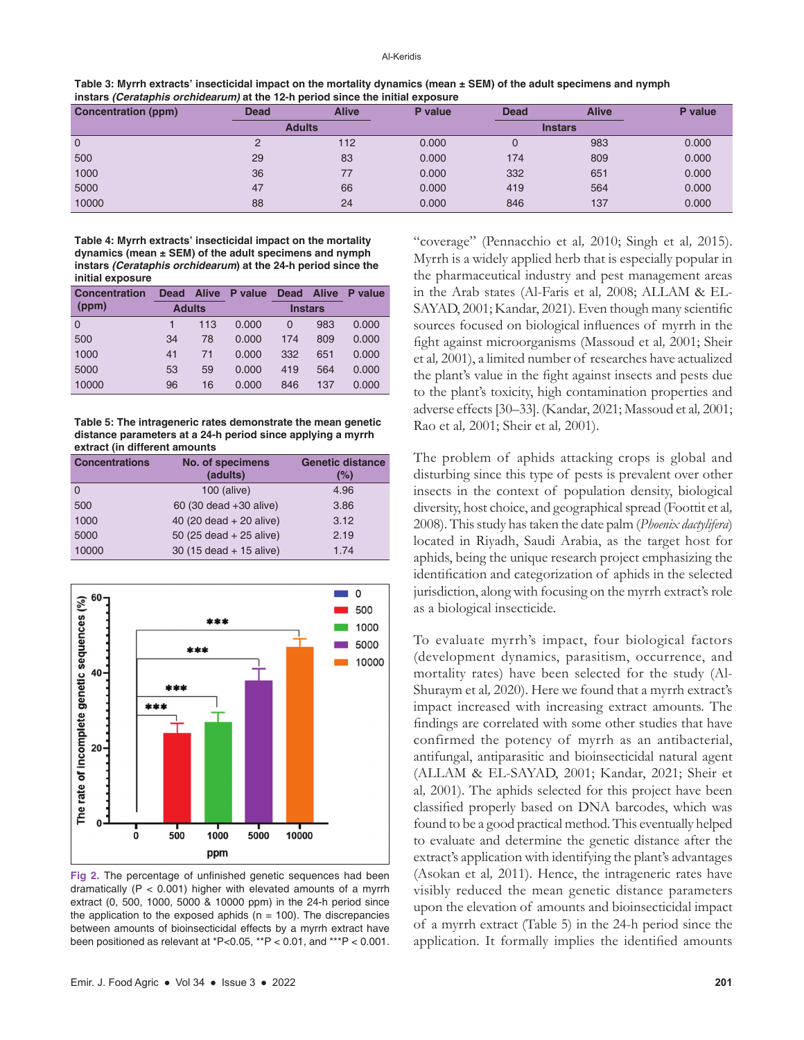**Table 3: Myrrh extracts' insecticidal impact on the mortality dynamics (mean ± SEM) of the adult specimens and nymph instars *(Cerataphis orchidearum)* at the 12-h period since the initial exposure**

| Concentration (ppm) | Dead | Alive | P value | Dead | Alive | P value |
|---|---|---|---|---|---|---|
| | Adults | | | Instars | | |
| 0 | 2 | 112 | 0.000 | 0 | 983 | 0.000 |
| 500 | 29 | 83 | 0.000 | 174 | 809 | 0.000 |
| 1000 | 36 | 77 | 0.000 | 332 | 651 | 0.000 |
| 5000 | 47 | 66 | 0.000 | 419 | 564 | 0.000 |
| 10000 | 88 | 24 | 0.000 | 846 | 137 | 0.000 |

**Table 4: Myrrh extracts' insecticidal impact on the mortality dynamics (mean ± SEM) of the adult specimens and nymph instars *(Cerataphis orchidearum)* at the 24-h period since the initial exposure**

| Concentration (ppm) | Dead | Alive | P value | Dead | Alive | P value |
|---|---|---|---|---|---|---|
| | Adults | | | Instars | | |
| 0 | 1 | 113 | 0.000 | 0 | 983 | 0.000 |
| 500 | 34 | 78 | 0.000 | 174 | 809 | 0.000 |
| 1000 | 41 | 71 | 0.000 | 332 | 651 | 0.000 |
| 5000 | 53 | 59 | 0.000 | 419 | 564 | 0.000 |
| 10000 | 96 | 16 | 0.000 | 846 | 137 | 0.000 |

**Table 5: The intrageneric rates demonstrate the mean genetic distance parameters at a 24-h period since applying a myrrh extract (in different amounts**

| Concentrations | No. of specimens (adults) | Genetic distance (%) |
|---|---|---|
| 0 | 100 (alive) | 4.96 |
| 500 | 60 (30 dead +30 alive) | 3.86 |
| 1000 | 40 (20 dead + 20 alive) | 3.12 |
| 5000 | 50 (25 dead + 25 alive) | 2.19 |
| 10000 | 30 (15 dead + 15 alive) | 1.74 |

**Fig 2.** The percentage of unfinished genetic sequences had been dramatically (P < 0.001) higher with elevated amounts of a myrrh extract (0, 500, 1000, 5000 & 10000 ppm) in the 24-h period since the application to the exposed aphids (n = 100). The discrepancies between amounts of bioinsecticidal effects by a myrrh extract have been positioned as relevant at *P<0.05, **P < 0.01, and ***P < 0.001.

"coverage" (Pennacchio et al, 2010; Singh et al, 2015). Myrrh is a widely applied herb that is especially popular in the pharmaceutical industry and pest management areas in the Arab states (Al-Faris et al, 2008; ALLAM & EL-SAYAD, 2001; Kandar, 2021). Even though many scientific sources focused on biological influences of myrrh in the fight against microorganisms (Massoud et al, 2001; Sheir et al, 2001), a limited number of researches have actualized the plant's value in the fight against insects and pests due to the plant's toxicity, high contamination properties and adverse effects [30–33]. (Kandar, 2021; Massoud et al, 2001; Rao et al, 2001; Sheir et al, 2001).

The problem of aphids attacking crops is global and disturbing since this type of pests is prevalent over other insects in the context of population density, biological diversity, host choice, and geographical spread (Foottit et al, 2008). This study has taken the date palm (*Phoenix dactylifera*) located in Riyadh, Saudi Arabia, as the target host for aphids, being the unique research project emphasizing the identification and categorization of aphids in the selected jurisdiction, along with focusing on the myrrh extract's role as a biological insecticide.

To evaluate myrrh's impact, four biological factors (development dynamics, parasitism, occurrence, and mortality rates) have been selected for the study (Al-Shuraym et al, 2020). Here we found that a myrrh extract's impact increased with increasing extract amounts. The findings are correlated with some other studies that have confirmed the potency of myrrh as an antibacterial, antifungal, antiparasitic and bioinsecticidal natural agent (ALLAM & EL-SAYAD, 2001; Kandar, 2021; Sheir et al, 2001). The aphids selected for this project have been classified properly based on DNA barcodes, which was found to be a good practical method. This eventually helped to evaluate and determine the genetic distance after the extract's application with identifying the plant's advantages (Asokan et al, 2011). Hence, the intragenic rates have visibly reduced the mean genetic distance parameters upon the elevation of amounts and bioinsecticidal impact of a myrrh extract (Table 5) in the 24-h period since the application. It formally implies the identified amounts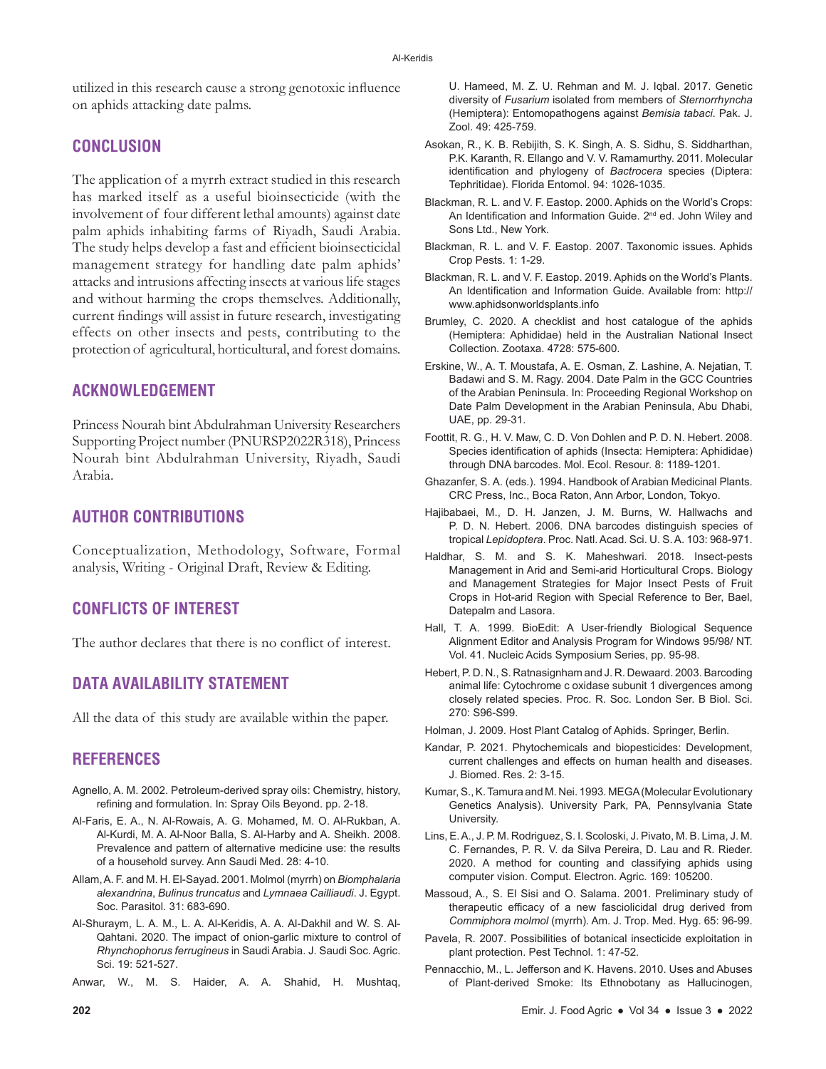utilized in this research cause a strong genotoxic influence on aphids attacking date palms.

## CONCLUSION

The application of a myrrh extract studied in this research has marked itself as a useful bioinsecticide (with the involvement of four different lethal amounts) against date palm aphids inhabiting farms of Riyadh, Saudi Arabia. The study helps develop a fast and efficient bioinsecticidal management strategy for handling date palm aphids' attacks and intrusions affecting insects at various life stages and without harming the crops themselves. Additionally, current findings will assist in future research, investigating effects on other insects and pests, contributing to the protection of agricultural, horticultural, and forest domains.

## ACKNOWLEDGEMENT

Princess Nourah bint Abdulrahman University Researchers Supporting Project number (PNURSP2022R318), Princess Nourah bint Abdulrahman University, Riyadh, Saudi Arabia.

## AUTHOR CONTRIBUTIONS

Conceptualization, Methodology, Software, Formal analysis, Writing - Original Draft, Review & Editing.

## CONFLICTS OF INTEREST

The author declares that there is no conflict of interest.

## DATA AVAILABILITY STATEMENT

All the data of this study are available within the paper.

## REFERENCES

Agnello, A. M. 2002. Petroleum-derived spray oils: Chemistry, history, refining and formulation. In: Spray Oils Beyond. pp. 2-18.

Al-Faris, E. A., N. Al-Rowais, A. G. Mohamed, M. O. Al-Rukban, A. Al-Kurdi, M. A. Al-Noor Balla, S. Al-Harby and A. Sheikh. 2008. Prevalence and pattern of alternative medicine use: the results of a household survey. Ann Saudi Med. 28: 4-10.

Allam, A. F. and M. H. El-Sayad. 2001. Molmol (myrrh) on *Biomphalaria alexandrina*, *Bulinus truncatus* and *Lymnaea Cailliaudi*. J. Egypt. Soc. Parasitol. 31: 683-690.

Al-Shuraym, L. A. M., L. A. Al-Keridis, A. A. Al-Dakhil and W. S. Al-Qahtani. 2020. The impact of onion-garlic mixture to control of *Rhynchophorus ferrugineus* in Saudi Arabia. J. Saudi Soc. Agric. Sci. 19: 521-527.

Anwar, W., M. S. Haider, A. A. Shahid, H. Mushtaq, U. Hameed, M. Z. U. Rehman and M. J. Iqbal. 2017. Genetic diversity of *Fusarium* isolated from members of *Sternorrhyncha* (Hemiptera): Entomopathogens against *Bemisia tabaci*. Pak. J. Zool. 49: 425-759.

Asokan, R., K. B. Rebijith, S. K. Singh, A. S. Sidhu, S. Siddharthan, P.K. Karanth, R. Ellango and V. V. Ramamurthy. 2011. Molecular identification and phylogeny of *Bactrocera* species (Diptera: Tephritidae). Florida Entomol. 94: 1026-1035.

Blackman, R. L. and V. F. Eastop. 2000. Aphids on the World's Crops: An Identification and Information Guide. 2nd ed. John Wiley and Sons Ltd., New York.

Blackman, R. L. and V. F. Eastop. 2007. Taxonomic issues. Aphids Crop Pests. 1: 1-29.

Blackman, R. L. and V. F. Eastop. 2019. Aphids on the World's Plants. An Identification and Information Guide. Available from: http://www.aphidsonworldsplants.info

Brumley, C. 2020. A checklist and host catalogue of the aphids (Hemiptera: Aphididae) held in the Australian National Insect Collection. Zootaxa. 4728: 575-600.

Erskine, W., A. T. Moustafa, A. E. Osman, Z. Lashine, A. Nejatian, T. Badawi and S. M. Ragy. 2004. Date Palm in the GCC Countries of the Arabian Peninsula. In: Proceeding Regional Workshop on Date Palm Development in the Arabian Peninsula, Abu Dhabi, UAE, pp. 29-31.

Foottit, R. G., H. V. Maw, C. D. Von Dohlen and P. D. N. Hebert. 2008. Species identification of aphids (Insecta: Hemiptera: Aphididae) through DNA barcodes. Mol. Ecol. Resour. 8: 1189-1201.

Ghazanfer, S. A. (eds.). 1994. Handbook of Arabian Medicinal Plants. CRC Press, Inc., Boca Raton, Ann Arbor, London, Tokyo.

Hajibabaei, M., D. H. Janzen, J. M. Burns, W. Hallwachs and P. D. N. Hebert. 2006. DNA barcodes distinguish species of tropical *Lepidoptera*. Proc. Natl. Acad. Sci. U. S. A. 103: 968-971.

Haldhar, S. M. and S. K. Maheshwari. 2018. Insect-pests Management in Arid and Semi-arid Horticultural Crops. Biology and Management Strategies for Major Insect Pests of Fruit Crops in Hot-arid Region with Special Reference to Ber, Bael, Datepalm and Lasora.

Hall, T. A. 1999. BioEdit: A User-friendly Biological Sequence Alignment Editor and Analysis Program for Windows 95/98/ NT. Vol. 41. Nucleic Acids Symposium Series, pp. 95-98.

Hebert, P. D. N., S. Ratnasignham and J. R. Dewaard. 2003. Barcoding animal life: Cytochrome c oxidase subunit 1 divergences among closely related species. Proc. R. Soc. London Ser. B Biol. Sci. 270: S96-S99.

Holman, J. 2009. Host Plant Catalog of Aphids. Springer, Berlin.

Kandar, P. 2021. Phytochemicals and biopesticides: Development, current challenges and effects on human health and diseases. J. Biomed. Res. 2: 3-15.

Kumar, S., K. Tamura and M. Nei. 1993. MEGA (Molecular Evolutionary Genetics Analysis). University Park, PA, Pennsylvania State University.

Lins, E. A., J. P. M. Rodriguez, S. I. Scoloski, J. Pivato, M. B. Lima, J. M. C. Fernandes, P. R. V. da Silva Pereira, D. Lau and R. Rieder. 2020. A method for counting and classifying aphids using computer vision. Comput. Electron. Agric. 169: 105200.

Massoud, A., S. El Sisi and O. Salama. 2001. Preliminary study of therapeutic efficacy of a new fasciolicidal drug derived from *Commiphora molmol* (myrrh). Am. J. Trop. Med. Hyg. 65: 96-99.

Pavela, R. 2007. Possibilities of botanical insecticide exploitation in plant protection. Pest Technol. 1: 47-52.

Pennacchio, M., L. Jefferson and K. Havens. 2010. Uses and Abuses of Plant-derived Smoke: Its Ethnobotany as Hallucinogen,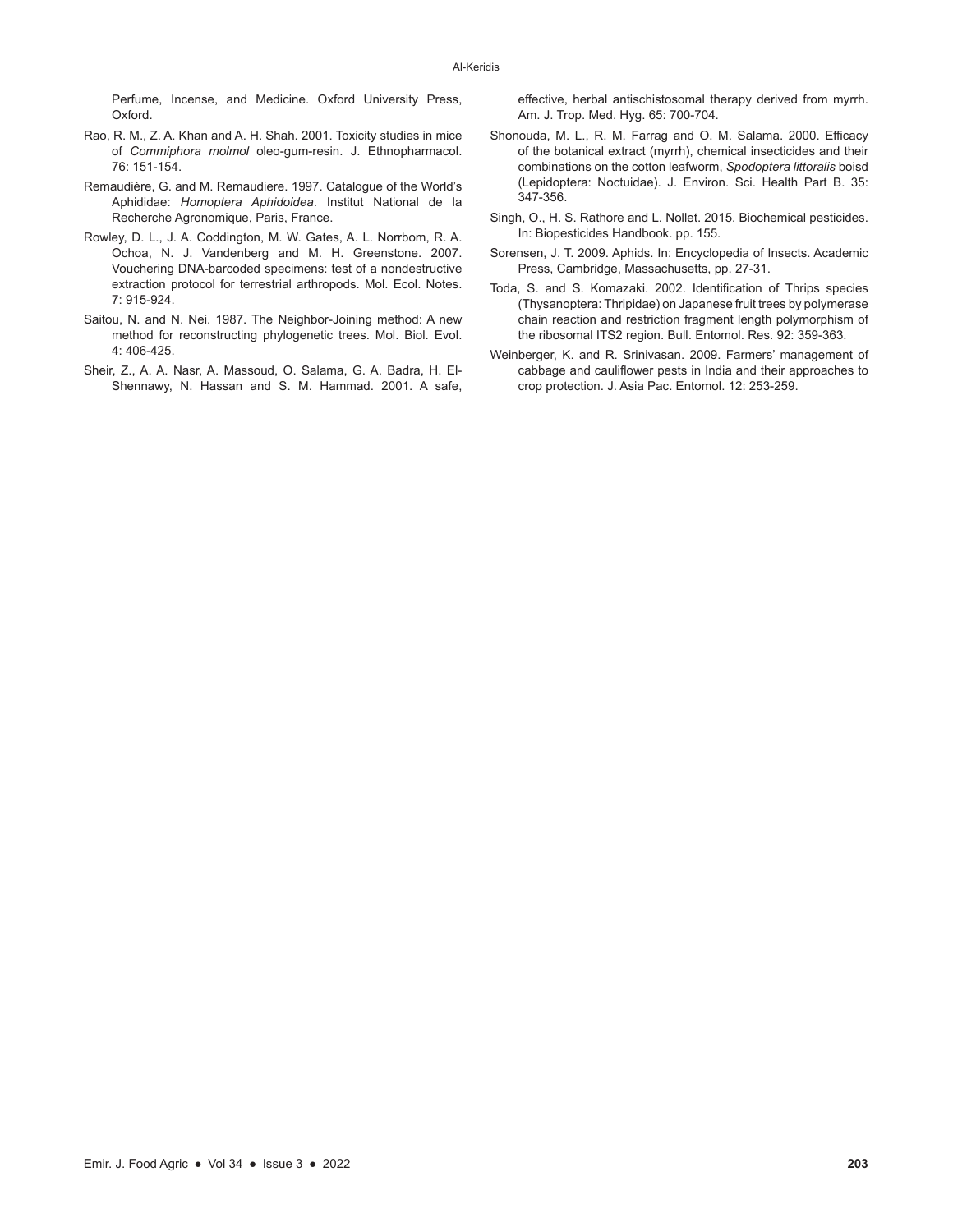Perfume, Incense, and Medicine. Oxford University Press, Oxford.

Rao, R. M., Z. A. Khan and A. H. Shah. 2001. Toxicity studies in mice of *Commiphora molmol* oleo-gum-resin. J. Ethnopharmacol. 76: 151-154.

Remaudière, G. and M. Remaudiere. 1997. Catalogue of the World's Aphididae: *Homoptera Aphidoidea*. Institut National de la Recherche Agronomique, Paris, France.

Rowley, D. L., J. A. Coddington, M. W. Gates, A. L. Norrbom, R. A. Ochoa, N. J. Vandenberg and M. H. Greenstone. 2007. Vouchering DNA-barcoded specimens: test of a nondestructive extraction protocol for terrestrial arthropods. Mol. Ecol. Notes. 7: 915-924.

Saitou, N. and N. Nei. 1987. The Neighbor-Joining method: A new method for reconstructing phylogenetic trees. Mol. Biol. Evol. 4: 406-425.

Sheir, Z., A. A. Nasr, A. Massoud, O. Salama, G. A. Badra, H. El-Shennawy, N. Hassan and S. M. Hammad. 2001. A safe, effective, herbal antischistosomal therapy derived from myrrh. Am. J. Trop. Med. Hyg. 65: 700-704.

Shonouda, M. L., R. M. Farrag and O. M. Salama. 2000. Efficacy of the botanical extract (myrrh), chemical insecticides and their combinations on the cotton leafworm, *Spodoptera littoralis* boisd (Lepidoptera: Noctuidae). J. Environ. Sci. Health Part B. 35: 347-356.

Singh, O., H. S. Rathore and L. Nollet. 2015. Biochemical pesticides. In: Biopesticides Handbook. pp. 155.

Sorensen, J. T. 2009. Aphids. In: Encyclopedia of Insects. Academic Press, Cambridge, Massachusetts, pp. 27-31.

Toda, S. and S. Komazaki. 2002. Identification of Thrips species (Thysanoptera: Thripidae) on Japanese fruit trees by polymerase chain reaction and restriction fragment length polymorphism of the ribosomal ITS2 region. Bull. Entomol. Res. 92: 359-363.

Weinberger, K. and R. Srinivasan. 2009. Farmers' management of cabbage and cauliflower pests in India and their approaches to crop protection. J. Asia Pac. Entomol. 12: 253-259.